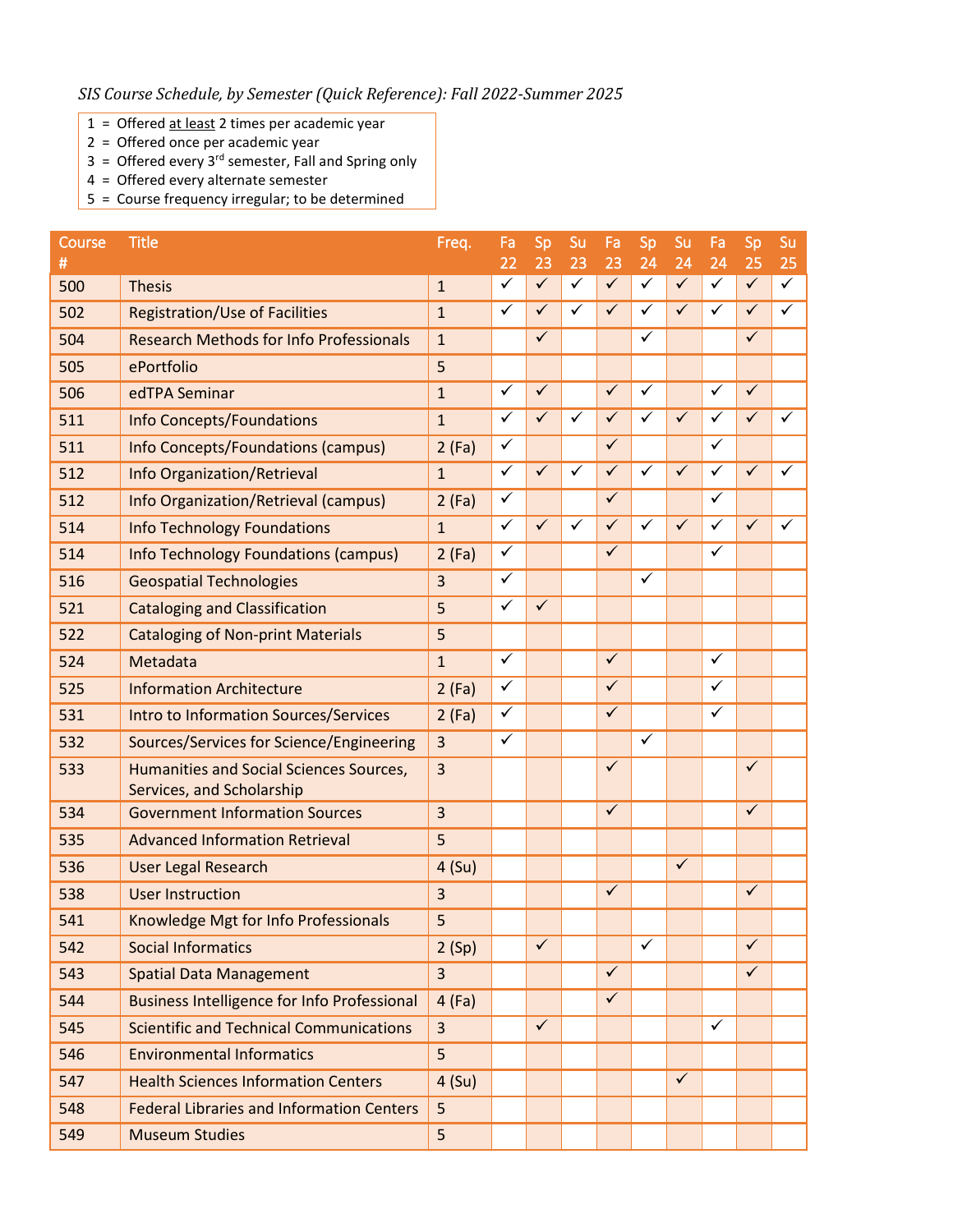*SIS Course Schedule, by Semester (Quick Reference): Fall 2022-Summer 2025*

1 = Offered at least 2 times per academic year
2 = Offered once per academic year
3 = Offered every 3rd semester, Fall and Spring only
4 = Offered every alternate semester
5 = Course frequency irregular; to be determined

| Course # | Title | Freq. | Fa 22 | Sp 23 | Su 23 | Fa 23 | Sp 24 | Su 24 | Fa 24 | Sp 25 | Su 25 |
|---|---|---|---|---|---|---|---|---|---|---|---|
| 500 | Thesis | 1 | ✓ | ✓ | ✓ | ✓ | ✓ | ✓ | ✓ | ✓ | ✓ |
| 502 | Registration/Use of Facilities | 1 | ✓ | ✓ | ✓ | ✓ | ✓ | ✓ | ✓ | ✓ | ✓ |
| 504 | Research Methods for Info Professionals | 1 | | ✓ | | | ✓ | | | ✓ | |
| 505 | ePortfolio | 5 | | | | | | | | | |
| 506 | edTPA Seminar | 1 | ✓ | ✓ | | ✓ | ✓ | | ✓ | ✓ | |
| 511 | Info Concepts/Foundations | 1 | ✓ | ✓ | ✓ | ✓ | ✓ | ✓ | ✓ | ✓ | ✓ |
| 511 | Info Concepts/Foundations (campus) | 2 (Fa) | ✓ | | | ✓ | | | ✓ | | |
| 512 | Info Organization/Retrieval | 1 | ✓ | ✓ | ✓ | ✓ | ✓ | ✓ | ✓ | ✓ | ✓ |
| 512 | Info Organization/Retrieval (campus) | 2 (Fa) | ✓ | | | ✓ | | | ✓ | | |
| 514 | Info Technology Foundations | 1 | ✓ | ✓ | ✓ | ✓ | ✓ | ✓ | ✓ | ✓ | ✓ |
| 514 | Info Technology Foundations (campus) | 2 (Fa) | ✓ | | | ✓ | | | ✓ | | |
| 516 | Geospatial Technologies | 3 | ✓ | | | | ✓ | | | | |
| 521 | Cataloging and Classification | 5 | ✓ | ✓ | | | | | | | |
| 522 | Cataloging of Non-print Materials | 5 | | | | | | | | | |
| 524 | Metadata | 1 | ✓ | | | ✓ | | | ✓ | | |
| 525 | Information Architecture | 2 (Fa) | ✓ | | | ✓ | | | ✓ | | |
| 531 | Intro to Information Sources/Services | 2 (Fa) | ✓ | | | ✓ | | | ✓ | | |
| 532 | Sources/Services for Science/Engineering | 3 | ✓ | | | | ✓ | | | | |
| 533 | Humanities and Social Sciences Sources, Services, and Scholarship | 3 | | | | ✓ | | | | ✓ | |
| 534 | Government Information Sources | 3 | | | | ✓ | | | | ✓ | |
| 535 | Advanced Information Retrieval | 5 | | | | | | | | | |
| 536 | User Legal Research | 4 (Su) | | | | | | ✓ | | | |
| 538 | User Instruction | 3 | | | | ✓ | | | | ✓ | |
| 541 | Knowledge Mgt for Info Professionals | 5 | | | | | | | | | |
| 542 | Social Informatics | 2 (Sp) | | ✓ | | | ✓ | | | ✓ | |
| 543 | Spatial Data Management | 3 | | | | ✓ | | | | ✓ | |
| 544 | Business Intelligence for Info Professional | 4 (Fa) | | | | ✓ | | | | | |
| 545 | Scientific and Technical Communications | 3 | | ✓ | | | | | ✓ | | |
| 546 | Environmental Informatics | 5 | | | | | | | | | |
| 547 | Health Sciences Information Centers | 4 (Su) | | | | | | ✓ | | | |
| 548 | Federal Libraries and Information Centers | 5 | | | | | | | | | |
| 549 | Museum Studies | 5 | | | | | | | | | |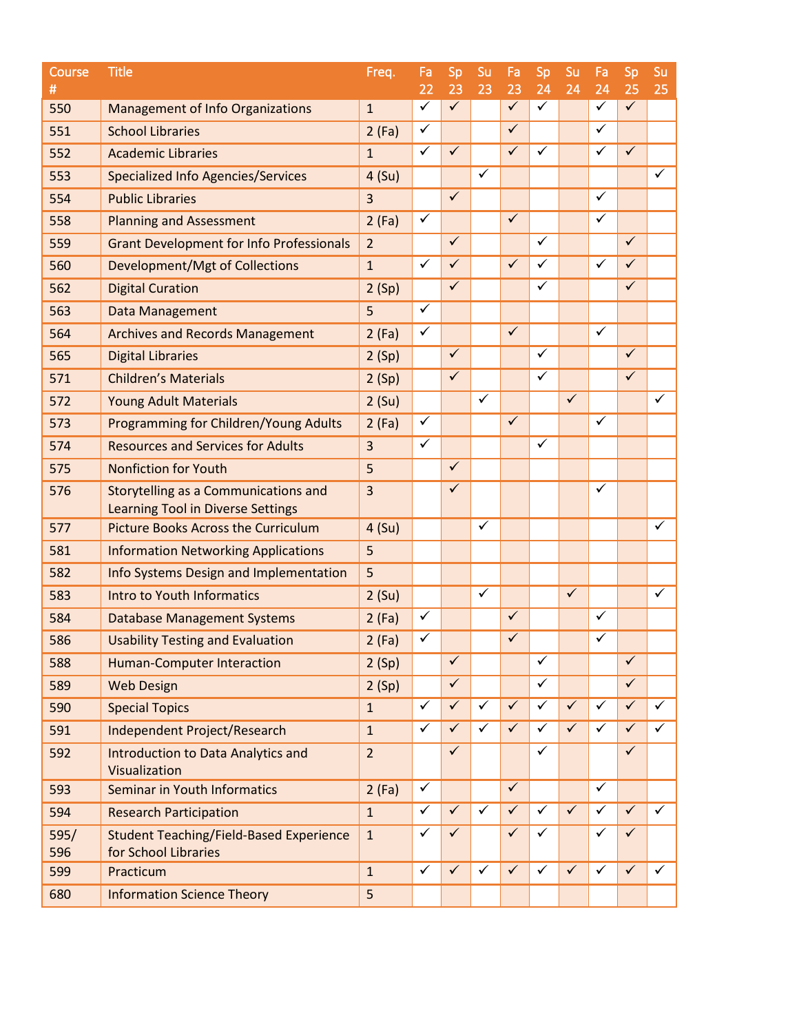| Course # | Title | Freq. | Fa 22 | Sp 23 | Su 23 | Fa 23 | Sp 24 | Su 24 | Fa 24 | Sp 25 | Su 25 |
|---|---|---|---|---|---|---|---|---|---|---|---|
| 550 | Management of Info Organizations | 1 | ✓ | ✓ | | ✓ | ✓ | | ✓ | ✓ | |
| 551 | School Libraries | 2 (Fa) | ✓ | | | ✓ | | | ✓ | | |
| 552 | Academic Libraries | 1 | ✓ | ✓ | | ✓ | ✓ | | ✓ | ✓ | |
| 553 | Specialized Info Agencies/Services | 4 (Su) | | | ✓ | | | | | | ✓ |
| 554 | Public Libraries | 3 | | ✓ | | | | | ✓ | | |
| 558 | Planning and Assessment | 2 (Fa) | ✓ | | | ✓ | | | ✓ | | |
| 559 | Grant Development for Info Professionals | 2 | | ✓ | | | ✓ | | | ✓ | |
| 560 | Development/Mgt of Collections | 1 | ✓ | ✓ | | ✓ | ✓ | | ✓ | ✓ | |
| 562 | Digital Curation | 2 (Sp) | | ✓ | | | ✓ | | | ✓ | |
| 563 | Data Management | 5 | ✓ | | | | | | | | |
| 564 | Archives and Records Management | 2 (Fa) | ✓ | | | ✓ | | | ✓ | | |
| 565 | Digital Libraries | 2 (Sp) | | ✓ | | | ✓ | | | ✓ | |
| 571 | Children's Materials | 2 (Sp) | | ✓ | | | ✓ | | | ✓ | |
| 572 | Young Adult Materials | 2 (Su) | | | ✓ | | | ✓ | | | ✓ |
| 573 | Programming for Children/Young Adults | 2 (Fa) | ✓ | | | ✓ | | | ✓ | | |
| 574 | Resources and Services for Adults | 3 | ✓ | | | | ✓ | | | | |
| 575 | Nonfiction for Youth | 5 | | ✓ | | | | | | | |
| 576 | Storytelling as a Communications and Learning Tool in Diverse Settings | 3 | | ✓ | | | | | ✓ | | |
| 577 | Picture Books Across the Curriculum | 4 (Su) | | | ✓ | | | | | | ✓ |
| 581 | Information Networking Applications | 5 | | | | | | | | | |
| 582 | Info Systems Design and Implementation | 5 | | | | | | | | | |
| 583 | Intro to Youth Informatics | 2 (Su) | | | ✓ | | | ✓ | | | ✓ |
| 584 | Database Management Systems | 2 (Fa) | ✓ | | | ✓ | | | ✓ | | |
| 586 | Usability Testing and Evaluation | 2 (Fa) | ✓ | | | ✓ | | | ✓ | | |
| 588 | Human-Computer Interaction | 2 (Sp) | | ✓ | | | ✓ | | | ✓ | |
| 589 | Web Design | 2 (Sp) | | ✓ | | | ✓ | | | ✓ | |
| 590 | Special Topics | 1 | ✓ | ✓ | ✓ | ✓ | ✓ | ✓ | ✓ | ✓ | ✓ |
| 591 | Independent Project/Research | 1 | ✓ | ✓ | ✓ | ✓ | ✓ | ✓ | ✓ | ✓ | ✓ |
| 592 | Introduction to Data Analytics and Visualization | 2 | | ✓ | | | ✓ | | | ✓ | |
| 593 | Seminar in Youth Informatics | 2 (Fa) | ✓ | | | ✓ | | | ✓ | | |
| 594 | Research Participation | 1 | ✓ | ✓ | ✓ | ✓ | ✓ | ✓ | ✓ | ✓ | ✓ |
| 595/ 596 | Student Teaching/Field-Based Experience for School Libraries | 1 | ✓ | ✓ | | ✓ | ✓ | | ✓ | ✓ | |
| 599 | Practicum | 1 | ✓ | ✓ | ✓ | ✓ | ✓ | ✓ | ✓ | ✓ | ✓ |
| 680 | Information Science Theory | 5 | | | | | | | | | |